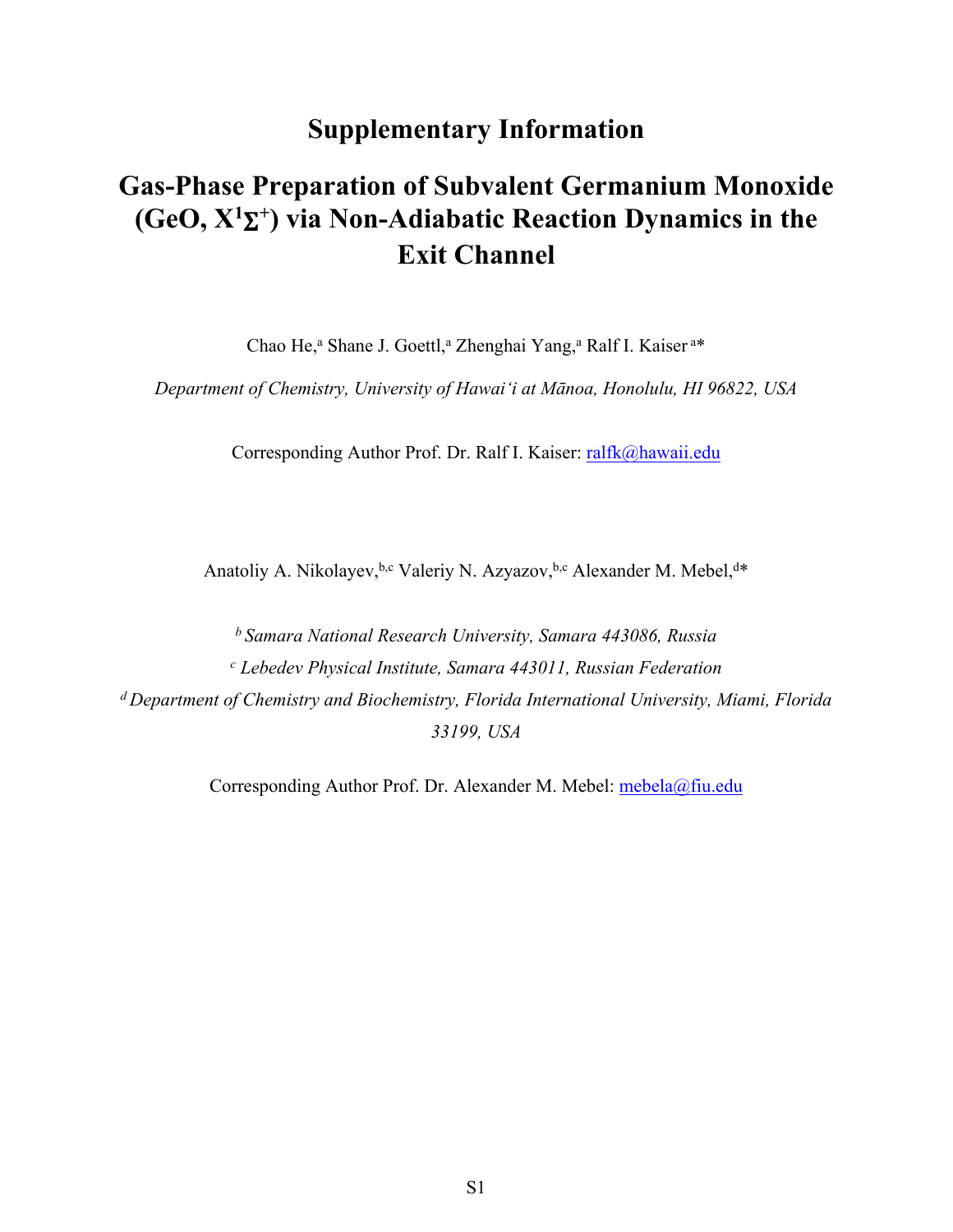# Supplementary Information

# Gas-Phase Preparation of Subvalent Germanium Monoxide (GeO, $X^1\Sigma^+$) via Non-Adiabatic Reaction Dynamics in the Exit Channel

Chao He,[a] Shane J. Goettl,[a] Zhenghai Yang,[a] Ralf I. Kaiser [a]*

*Department of Chemistry, University of Hawai'i at Mānoa, Honolulu, HI 96822, USA*

Corresponding Author Prof. Dr. Ralf I. Kaiser: ralfk@hawaii.edu

Anatoliy A. Nikolayev,[b,c] Valeriy N. Azyazov,[b,c] Alexander M. Mebel,[d]*

[b] *Samara National Research University, Samara 443086, Russia*

[c] *Lebedev Physical Institute, Samara 443011, Russian Federation*

[d] *Department of Chemistry and Biochemistry, Florida International University, Miami, Florida 33199, USA*

Corresponding Author Prof. Dr. Alexander M. Mebel: mebela@fiu.edu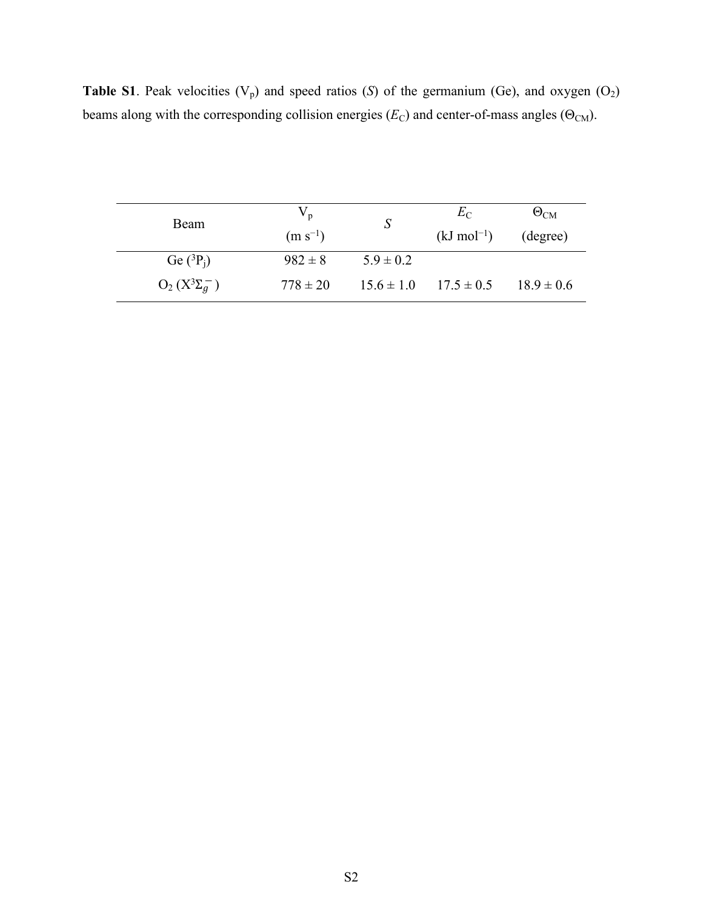**Table S1**. Peak velocities ($V_p$) and speed ratios ($S$) of the germanium (Ge), and oxygen ($O_2$) beams along with the corresponding collision energies ($E_C$) and center-of-mass angles ($\Theta_{CM}$).

| Beam | $V_p$ (m s$^{-1}$) | $S$ | $E_C$ (kJ mol$^{-1}$) | $\Theta_{CM}$ (degree) |
|---|---|---|---|---|
| Ge ($^3P_j$) | 982 ± 8 | 5.9 ± 0.2 | | |
| $O_2$ ($X^3\Sigma_g^-$) | 778 ± 20 | 15.6 ± 1.0 | 17.5 ± 0.5 | 18.9 ± 0.6 |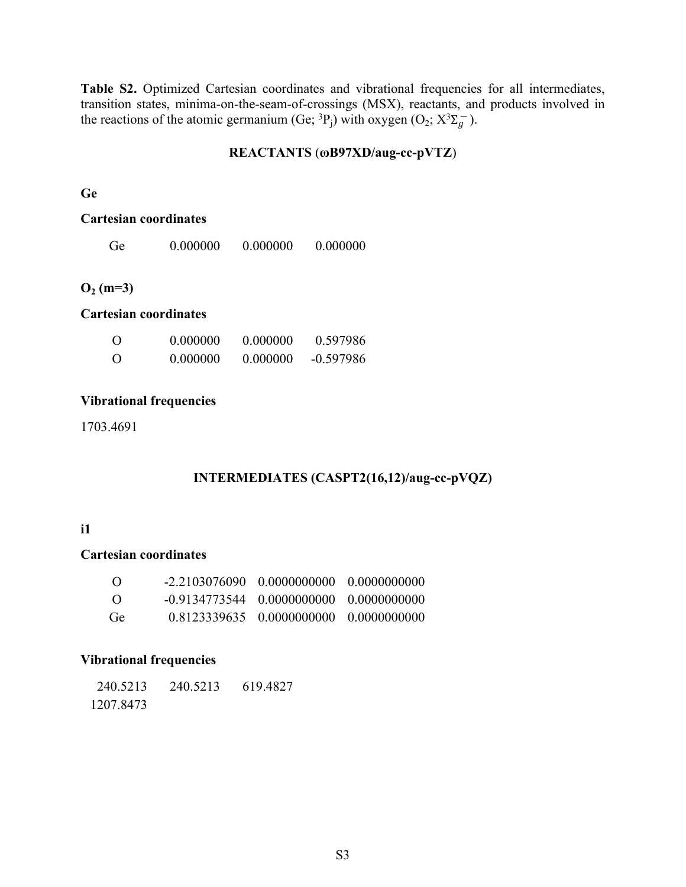**Table S2.** Optimized Cartesian coordinates and vibrational frequencies for all intermediates, transition states, minima-on-the-seam-of-crossings (MSX), reactants, and products involved in the reactions of the atomic germanium (Ge; $^3P_j$) with oxygen ($O_2$; $X^3\Sigma_g^-$).

## REACTANTS (ωB97XD/aug-cc-pVTZ)

### Ge

**Cartesian coordinates**

| | | | |
|---|---|---|---|
| Ge | 0.000000 | 0.000000 | 0.000000 |

### $O_2$ (m=3)

**Cartesian coordinates**

| | | | |
|---|---|---|---|
| O | 0.000000 | 0.000000 | 0.597986 |
| O | 0.000000 | 0.000000 | -0.597986 |

**Vibrational frequencies**

1703.4691

## INTERMEDIATES (CASPT2(16,12)/aug-cc-pVQZ)

### i1

**Cartesian coordinates**

| | | | |
|---|---|---|---|
| O | -2.2103076090 | 0.0000000000 | 0.0000000000 |
| O | -0.9134773544 | 0.0000000000 | 0.0000000000 |
| Ge | 0.8123339635 | 0.0000000000 | 0.0000000000 |

**Vibrational frequencies**

240.5213 240.5213 619.4827
1207.8473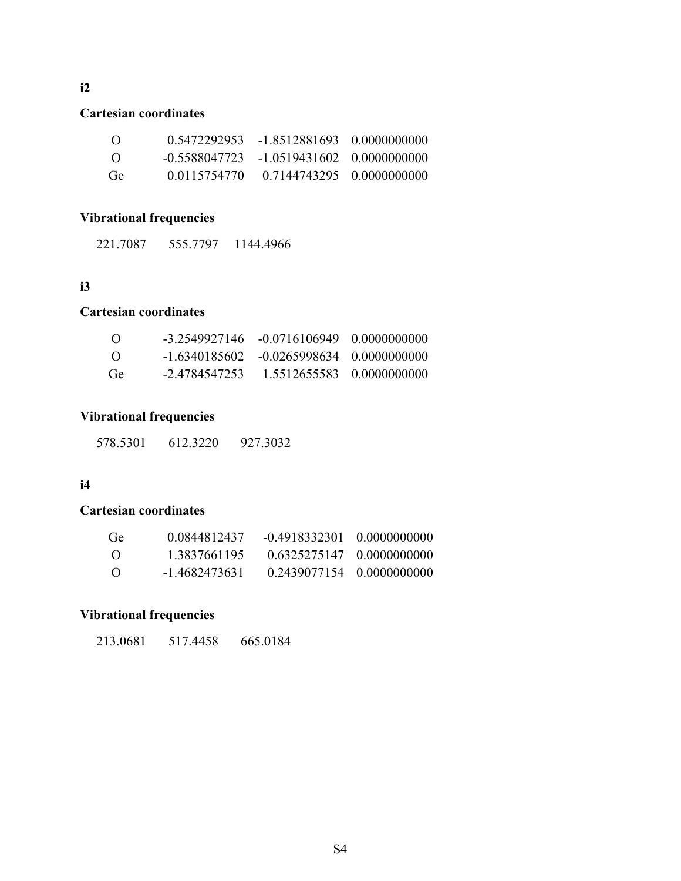**i2**

**Cartesian coordinates**

| | | | |
|---|---|---|---|
| O | 0.5472292953 | -1.8512881693 | 0.0000000000 |
| O | -0.5588047723 | -1.0519431602 | 0.0000000000 |
| Ge | 0.0115754770 | 0.7144743295 | 0.0000000000 |

**Vibrational frequencies**

221.7087 555.7797 1144.4966

**i3**

**Cartesian coordinates**

| | | | |
|---|---|---|---|
| O | -3.2549927146 | -0.0716106949 | 0.0000000000 |
| O | -1.6340185602 | -0.0265998634 | 0.0000000000 |
| Ge | -2.4784547253 | 1.5512655583 | 0.0000000000 |

**Vibrational frequencies**

578.5301 612.3220 927.3032

**i4**

**Cartesian coordinates**

| | | | |
|---|---|---|---|
| Ge | 0.0844812437 | -0.4918332301 | 0.0000000000 |
| O | 1.3837661195 | 0.6325275147 | 0.0000000000 |
| O | -1.4682473631 | 0.2439077154 | 0.0000000000 |

**Vibrational frequencies**

213.0681 517.4458 665.0184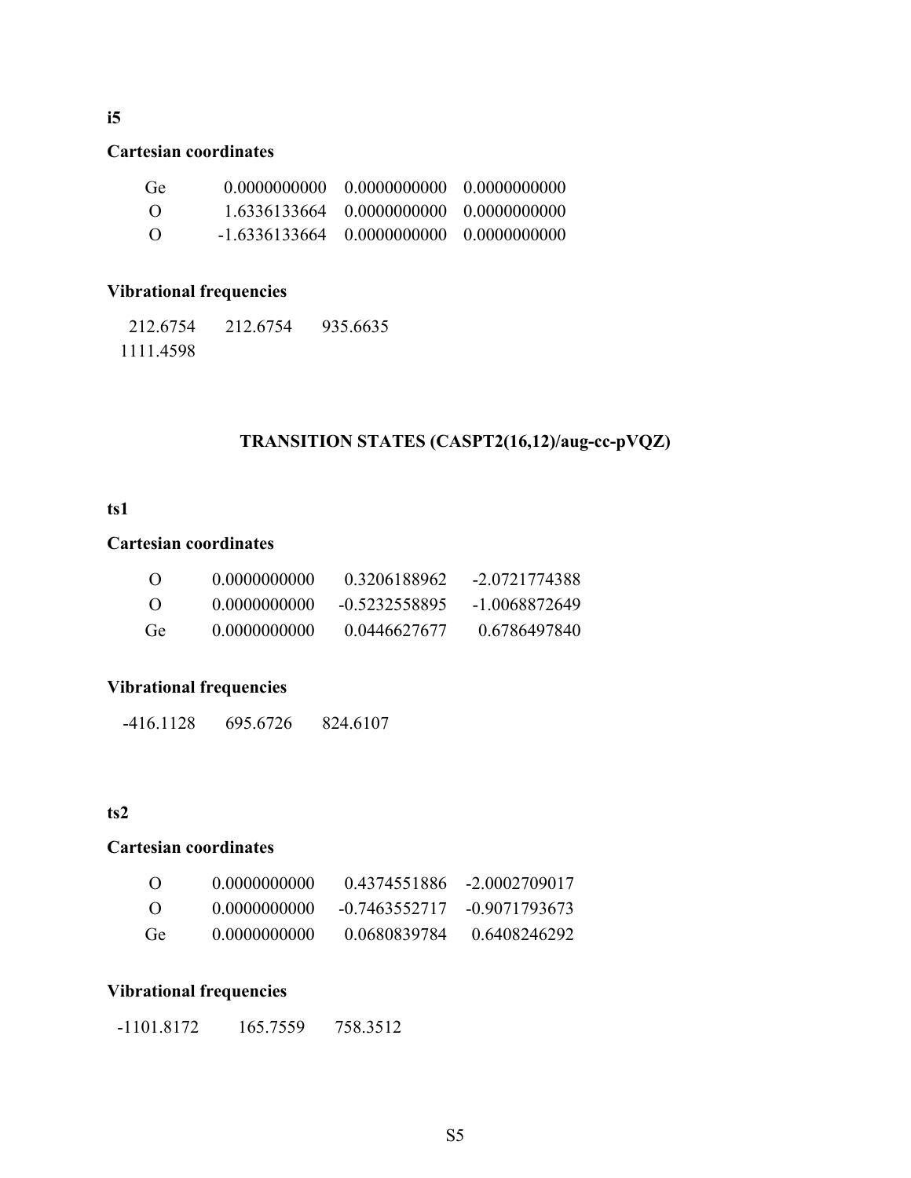**i5**

**Cartesian coordinates**

| | | | |
|---|---|---|---|
| Ge | 0.0000000000 | 0.0000000000 | 0.0000000000 |
| O | 1.6336133664 | 0.0000000000 | 0.0000000000 |
| O | -1.6336133664 | 0.0000000000 | 0.0000000000 |

**Vibrational frequencies**

212.6754 212.6754 935.6635
1111.4598

## TRANSITION STATES (CASPT2(16,12)/aug-cc-pVQZ)

**ts1**

**Cartesian coordinates**

| | | | |
|---|---|---|---|
| O | 0.0000000000 | 0.3206188962 | -2.0721774388 |
| O | 0.0000000000 | -0.5232558895 | -1.0068872649 |
| Ge | 0.0000000000 | 0.0446627677 | 0.6786497840 |

**Vibrational frequencies**

-416.1128 695.6726 824.6107

**ts2**

**Cartesian coordinates**

| | | | |
|---|---|---|---|
| O | 0.0000000000 | 0.4374551886 | -2.0002709017 |
| O | 0.0000000000 | -0.7463552717 | -0.9071793673 |
| Ge | 0.0000000000 | 0.0680839784 | 0.6408246292 |

**Vibrational frequencies**

-1101.8172 165.7559 758.3512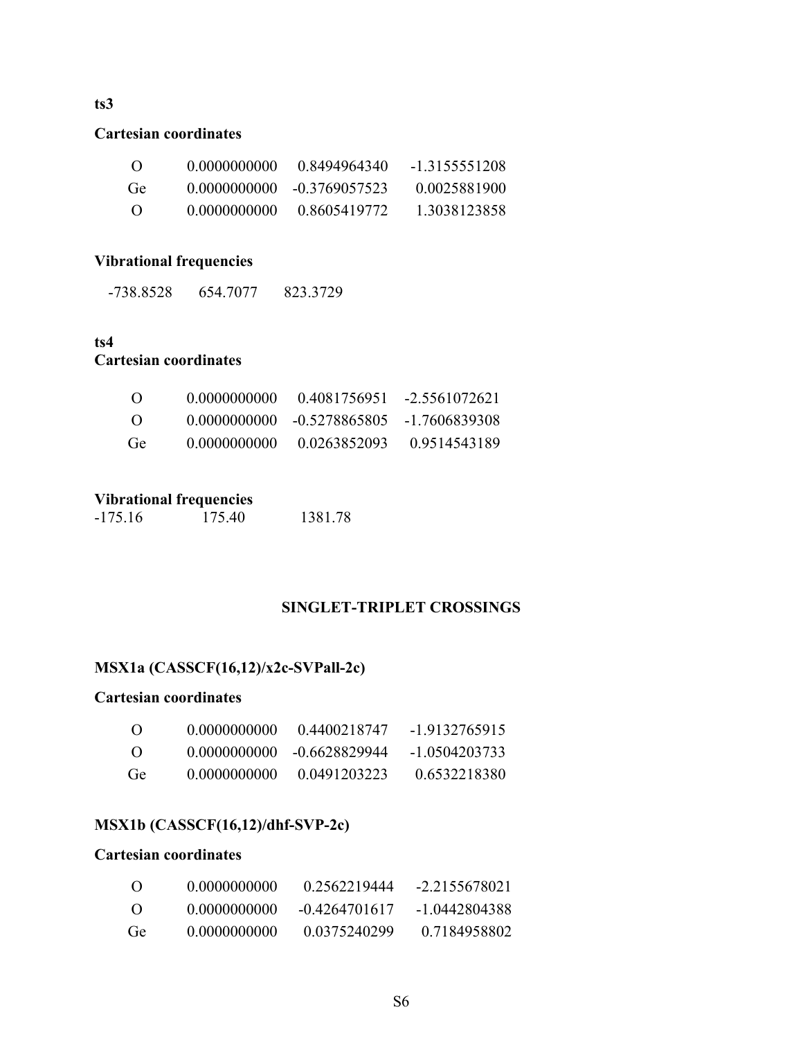**ts3**

**Cartesian coordinates**

| | | | |
|---|---|---|---|
| O | 0.0000000000 | 0.8494964340 | -1.3155551208 |
| Ge | 0.0000000000 | -0.3769057523 | 0.0025881900 |
| O | 0.0000000000 | 0.8605419772 | 1.3038123858 |

**Vibrational frequencies**

-738.8528 654.7077 823.3729

**ts4**

**Cartesian coordinates**

| | | | |
|---|---|---|---|
| O | 0.0000000000 | 0.4081756951 | -2.5561072621 |
| O | 0.0000000000 | -0.5278865805 | -1.7606839308 |
| Ge | 0.0000000000 | 0.0263852093 | 0.9514543189 |

**Vibrational frequencies**

-175.16 175.40 1381.78

## SINGLET-TRIPLET CROSSINGS

**MSX1a (CASSCF(16,12)/x2c-SVPall-2c)**

**Cartesian coordinates**

| | | | |
|---|---|---|---|
| O | 0.0000000000 | 0.4400218747 | -1.9132765915 |
| O | 0.0000000000 | -0.6628829944 | -1.0504203733 |
| Ge | 0.0000000000 | 0.0491203223 | 0.6532218380 |

**MSX1b (CASSCF(16,12)/dhf-SVP-2c)**

**Cartesian coordinates**

| | | | |
|---|---|---|---|
| O | 0.0000000000 | 0.2562219444 | -2.2155678021 |
| O | 0.0000000000 | -0.4264701617 | -1.0442804388 |
| Ge | 0.0000000000 | 0.0375240299 | 0.7184958802 |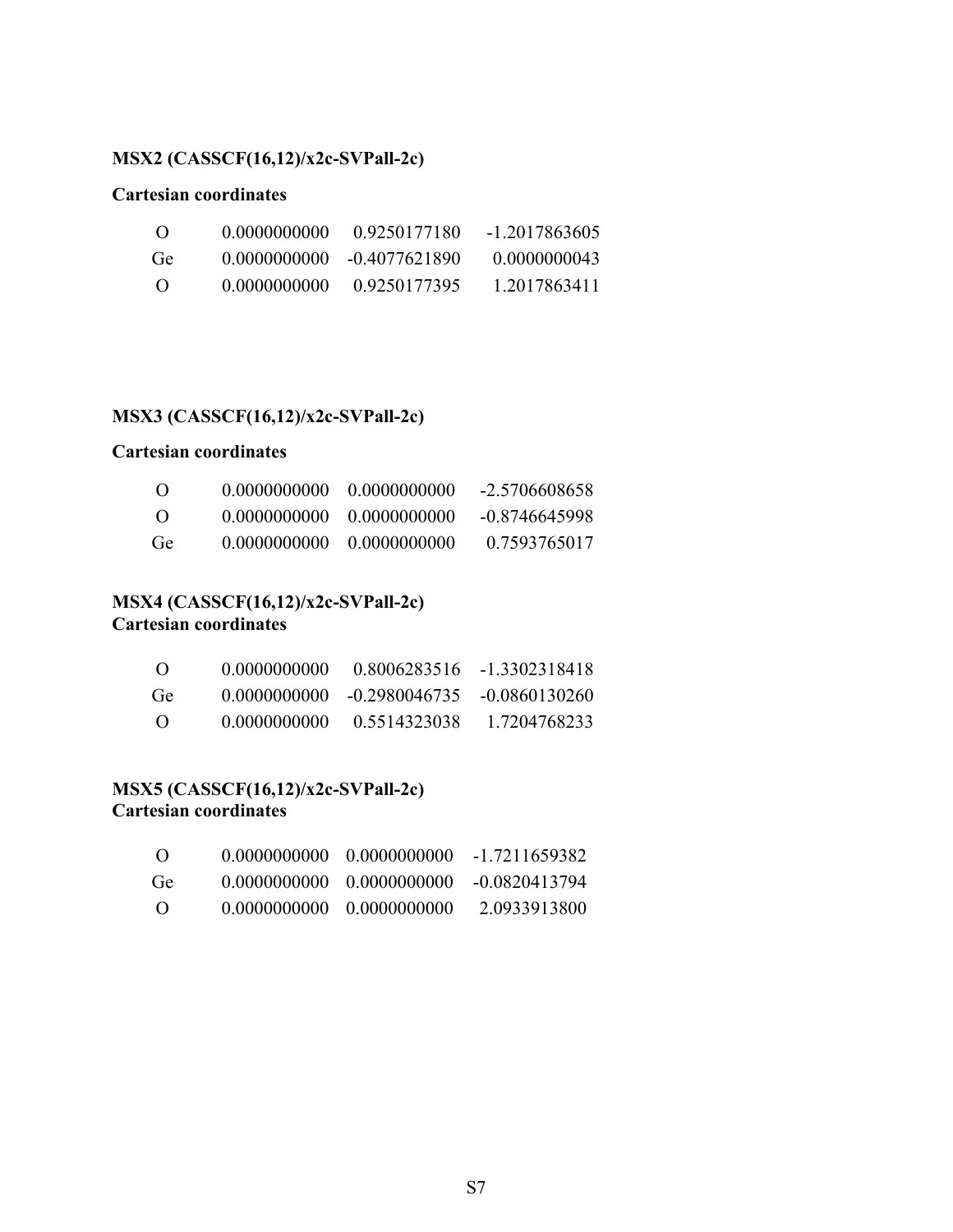**MSX2 (CASSCF(16,12)/x2c-SVPall-2c)**

**Cartesian coordinates**

| | | | |
|---|---|---|---|
| O | 0.0000000000 | 0.9250177180 | -1.2017863605 |
| Ge | 0.0000000000 | -0.4077621890 | 0.0000000043 |
| O | 0.0000000000 | 0.9250177395 | 1.2017863411 |

**MSX3 (CASSCF(16,12)/x2c-SVPall-2c)**

**Cartesian coordinates**

| | | | |
|---|---|---|---|
| O | 0.0000000000 | 0.0000000000 | -2.5706608658 |
| O | 0.0000000000 | 0.0000000000 | -0.8746645998 |
| Ge | 0.0000000000 | 0.0000000000 | 0.7593765017 |

**MSX4 (CASSCF(16,12)/x2c-SVPall-2c)**
**Cartesian coordinates**

| | | | |
|---|---|---|---|
| O | 0.0000000000 | 0.8006283516 | -1.3302318418 |
| Ge | 0.0000000000 | -0.2980046735 | -0.0860130260 |
| O | 0.0000000000 | 0.5514323038 | 1.7204768233 |

**MSX5 (CASSCF(16,12)/x2c-SVPall-2c)**
**Cartesian coordinates**

| | | | |
|---|---|---|---|
| O | 0.0000000000 | 0.0000000000 | -1.7211659382 |
| Ge | 0.0000000000 | 0.0000000000 | -0.0820413794 |
| O | 0.0000000000 | 0.0000000000 | 2.0933913800 |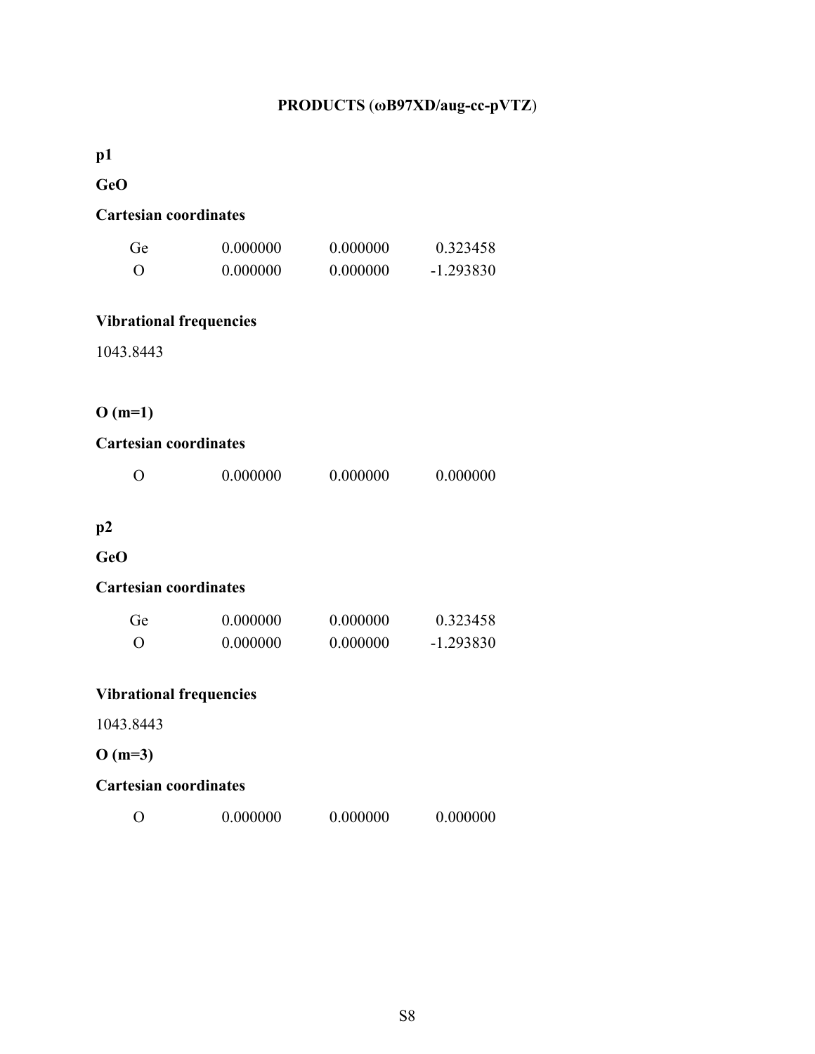## PRODUCTS (ωB97XD/aug-cc-pVTZ)

**p1**

**GeO**

**Cartesian coordinates**

| | | | |
|---|---|---|---|
| Ge | 0.000000 | 0.000000 | 0.323458 |
| O | 0.000000 | 0.000000 | -1.293830 |

**Vibrational frequencies**

1043.8443

**O (m=1)**

**Cartesian coordinates**

| | | | |
|---|---|---|---|
| O | 0.000000 | 0.000000 | 0.000000 |

**p2**

**GeO**

**Cartesian coordinates**

| | | | |
|---|---|---|---|
| Ge | 0.000000 | 0.000000 | 0.323458 |
| O | 0.000000 | 0.000000 | -1.293830 |

**Vibrational frequencies**

1043.8443

**O (m=3)**

**Cartesian coordinates**

| | | | |
|---|---|---|---|
| O | 0.000000 | 0.000000 | 0.000000 |